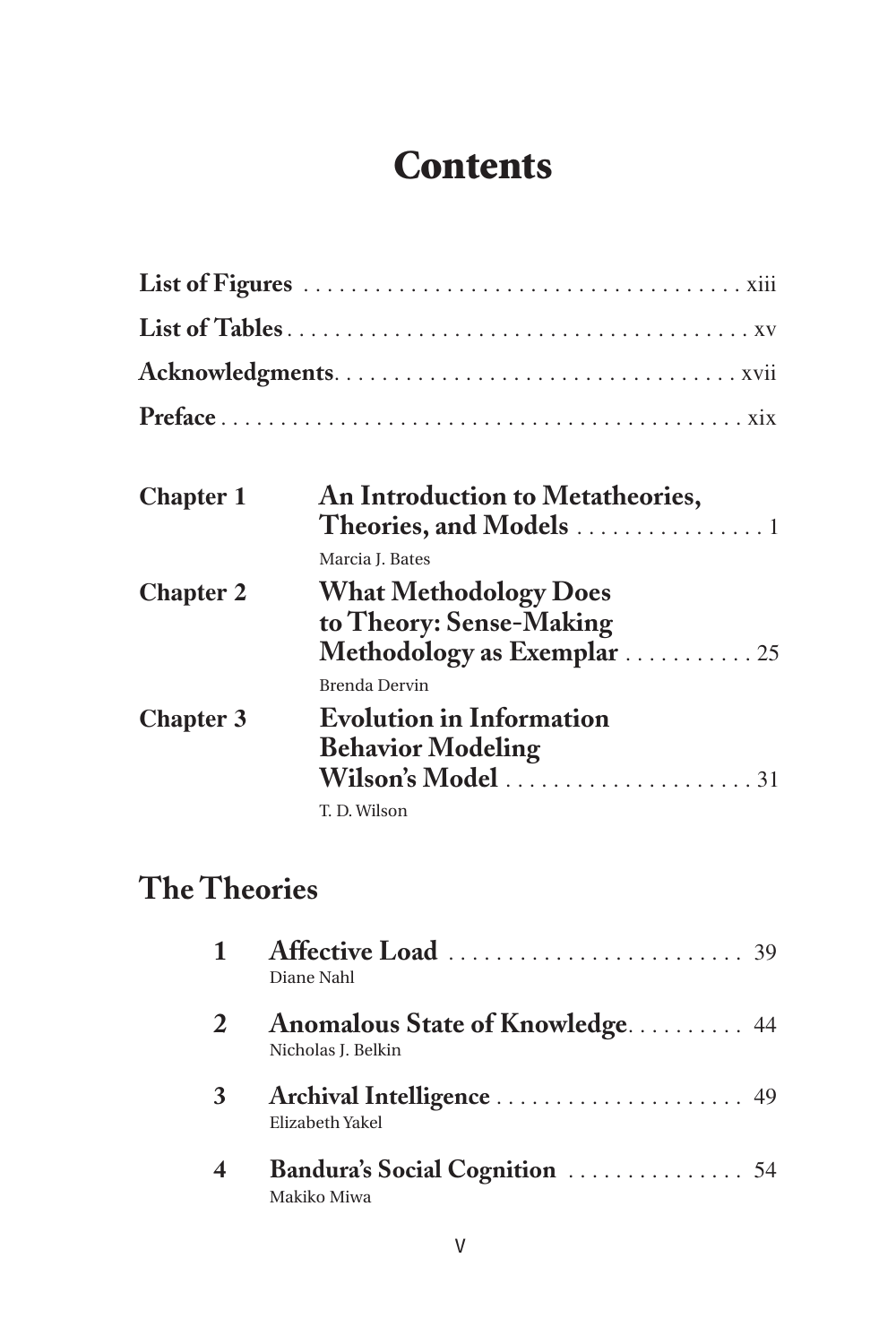# Contents

**List of Figures** . . . . . . . . . . . . . . . . . . . . . . . . . . . . . . . . . . . . xiii

**List of Tables** . . . . . . . . . . . . . . . . . . . . . . . . . . . . . . . . . . . . . . . xv

**Acknowledgments** . . . . . . . . . . . . . . . . . . . . . . . . . . . . . . . . . . xvii

**Preface** . . . . . . . . . . . . . . . . . . . . . . . . . . . . . . . . . . . . . . . . . . . xix

**Chapter 1** **An Introduction to Metatheories, Theories, and Models** . . . . . . . . . . . . . . . . 1
Marcia J. Bates

**Chapter 2** **What Methodology Does to Theory: Sense-Making Methodology as Exemplar** . . . . . . . . . . . 25
Brenda Dervin

**Chapter 3** **Evolution in Information Behavior Modeling Wilson's Model** . . . . . . . . . . . . . . . . . . . . . 31
T. D. Wilson

## The Theories

**1** **Affective Load** . . . . . . . . . . . . . . . . . . . . . . . . . 39
Diane Nahl

**2** **Anomalous State of Knowledge** . . . . . . . . . . 44
Nicholas J. Belkin

**3** **Archival Intelligence** . . . . . . . . . . . . . . . . . . . . . 49
Elizabeth Yakel

**4** **Bandura's Social Cognition** . . . . . . . . . . . . . . . 54
Makiko Miwa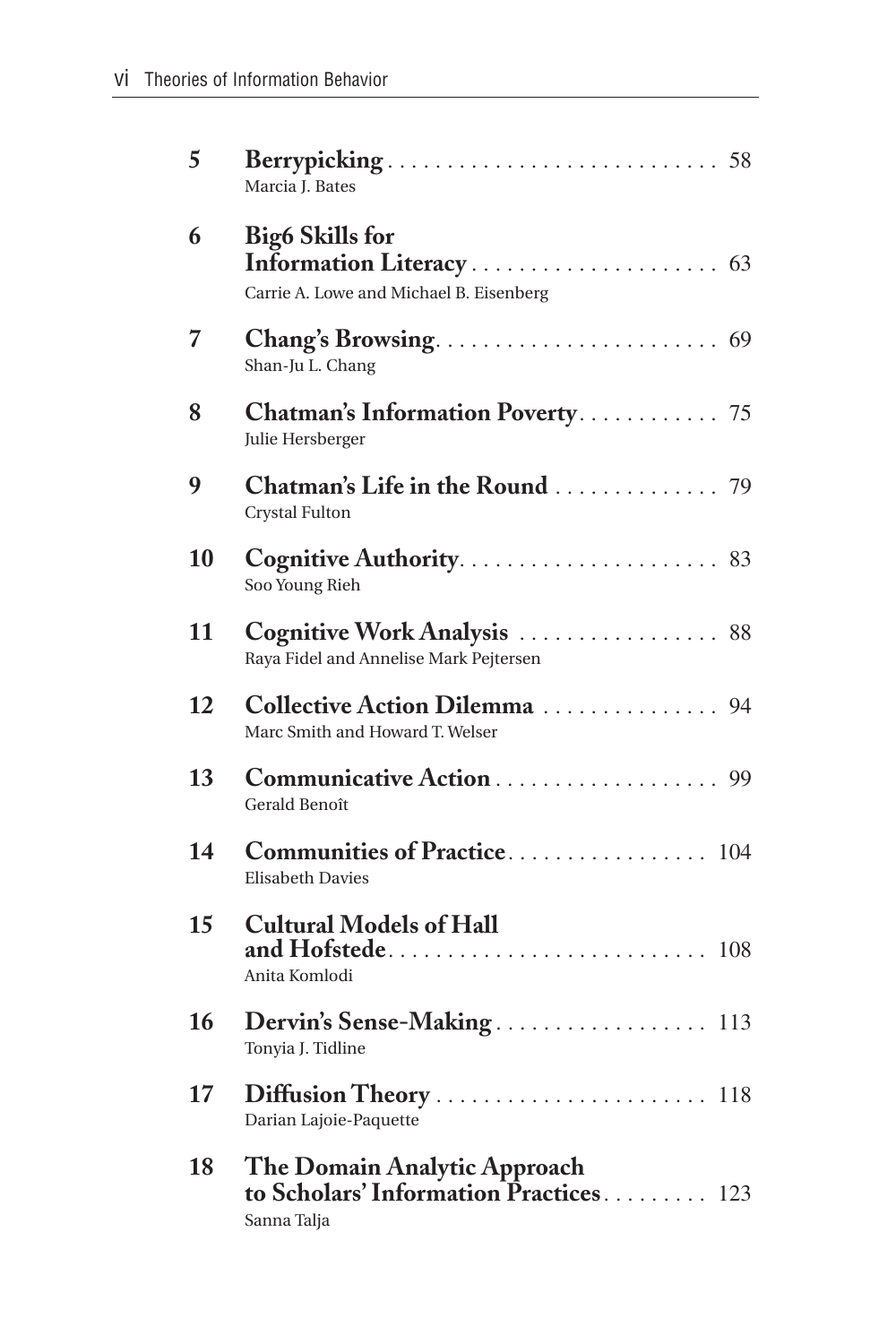| | | |
|---|---|---|
| 5 | **Berrypicking**<br>Marcia J. Bates | 58 |
| 6 | **Big6 Skills for Information Literacy**<br>Carrie A. Lowe and Michael B. Eisenberg | 63 |
| 7 | **Chang's Browsing**<br>Shan-Ju L. Chang | 69 |
| 8 | **Chatman's Information Poverty**<br>Julie Hersberger | 75 |
| 9 | **Chatman's Life in the Round**<br>Crystal Fulton | 79 |
| 10 | **Cognitive Authority**<br>Soo Young Rieh | 83 |
| 11 | **Cognitive Work Analysis**<br>Raya Fidel and Annelise Mark Pejtersen | 88 |
| 12 | **Collective Action Dilemma**<br>Marc Smith and Howard T. Welser | 94 |
| 13 | **Communicative Action**<br>Gerald Benoît | 99 |
| 14 | **Communities of Practice**<br>Elisabeth Davies | 104 |
| 15 | **Cultural Models of Hall and Hofstede**<br>Anita Komlodi | 108 |
| 16 | **Dervin's Sense-Making**<br>Tonyia J. Tidline | 113 |
| 17 | **Diffusion Theory**<br>Darian Lajoie-Paquette | 118 |
| 18 | **The Domain Analytic Approach to Scholars' Information Practices**<br>Sanna Talja | 123 |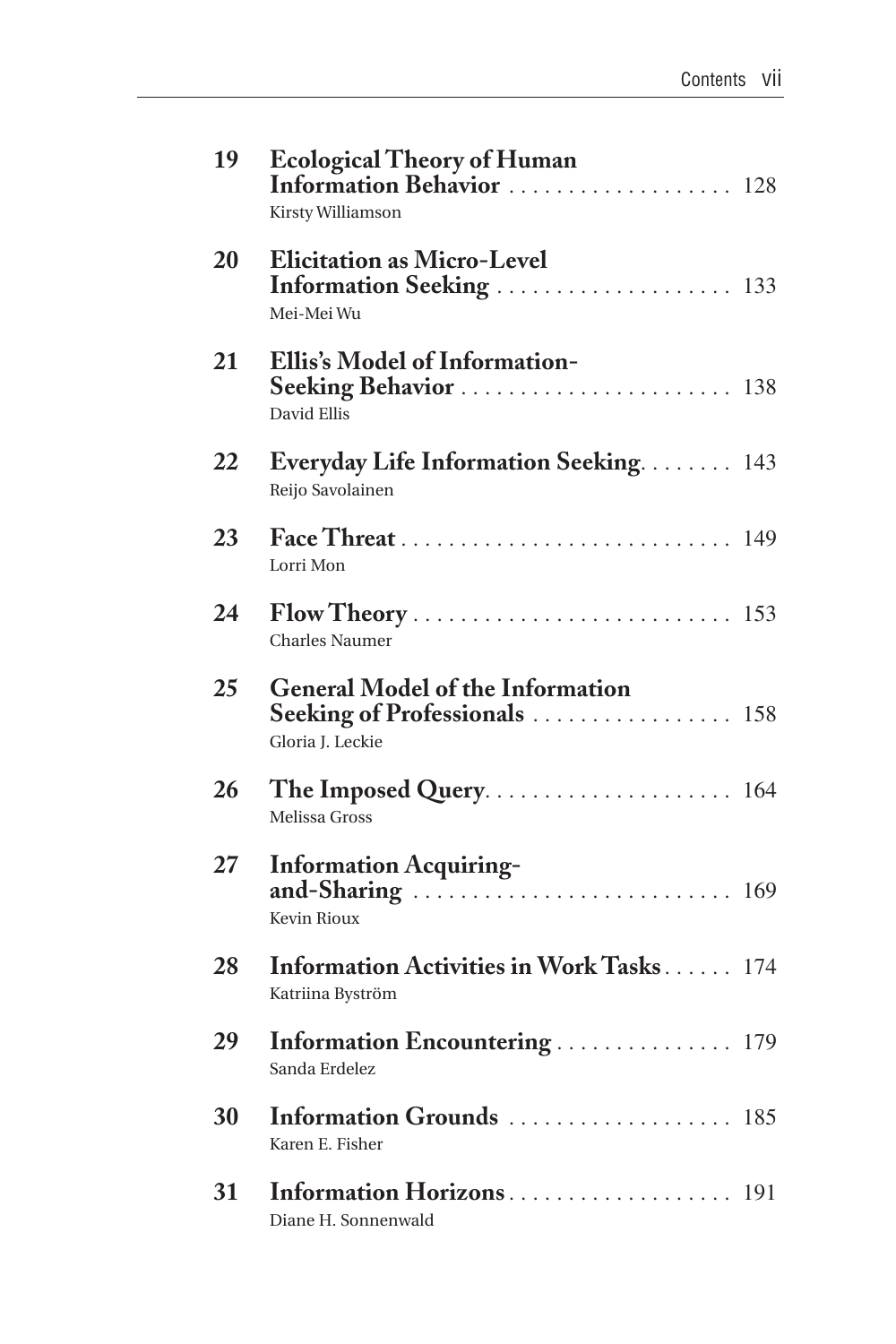| | | |
|---|---|---|
| **19** | **Ecological Theory of Human Information Behavior**<br>Kirsty Williamson | 128 |
| **20** | **Elicitation as Micro-Level Information Seeking**<br>Mei-Mei Wu | 133 |
| **21** | **Ellis's Model of Information-Seeking Behavior**<br>David Ellis | 138 |
| **22** | **Everyday Life Information Seeking**<br>Reijo Savolainen | 143 |
| **23** | **Face Threat**<br>Lorri Mon | 149 |
| **24** | **Flow Theory**<br>Charles Naumer | 153 |
| **25** | **General Model of the Information Seeking of Professionals**<br>Gloria J. Leckie | 158 |
| **26** | **The Imposed Query**<br>Melissa Gross | 164 |
| **27** | **Information Acquiring-and-Sharing**<br>Kevin Rioux | 169 |
| **28** | **Information Activities in Work Tasks**<br>Katriina Byström | 174 |
| **29** | **Information Encountering**<br>Sanda Erdelez | 179 |
| **30** | **Information Grounds**<br>Karen E. Fisher | 185 |
| **31** | **Information Horizons**<br>Diane H. Sonnenwald | 191 |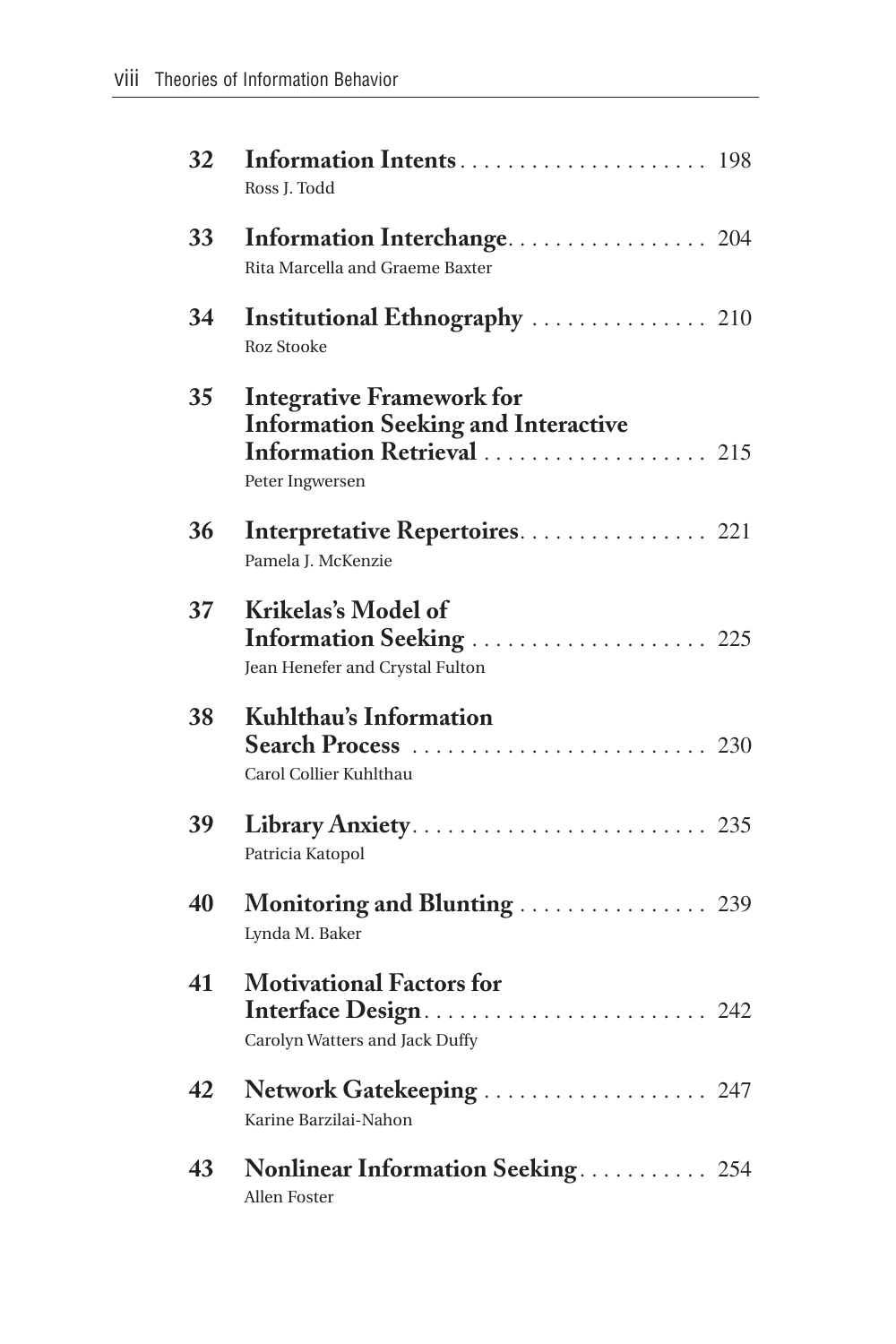**32** **Information Intents** . . . . . . . . . . . . . . . . . . . . . 198
Ross J. Todd

**33** **Information Interchange** . . . . . . . . . . . . . . . . . 204
Rita Marcella and Graeme Baxter

**34** **Institutional Ethnography** . . . . . . . . . . . . . . . 210
Roz Stooke

**35** **Integrative Framework for Information Seeking and Interactive Information Retrieval** . . . . . . . . . . . . . . . . . . . 215
Peter Ingwersen

**36** **Interpretative Repertoires** . . . . . . . . . . . . . . . . 221
Pamela J. McKenzie

**37** **Krikelas's Model of Information Seeking** . . . . . . . . . . . . . . . . . . . . 225
Jean Henefer and Crystal Fulton

**38** **Kuhlthau's Information Search Process** . . . . . . . . . . . . . . . . . . . . . . . . . 230
Carol Collier Kuhlthau

**39** **Library Anxiety** . . . . . . . . . . . . . . . . . . . . . . . . . 235
Patricia Katopol

**40** **Monitoring and Blunting** . . . . . . . . . . . . . . . . 239
Lynda M. Baker

**41** **Motivational Factors for Interface Design** . . . . . . . . . . . . . . . . . . . . . . . . 242
Carolyn Watters and Jack Duffy

**42** **Network Gatekeeping** . . . . . . . . . . . . . . . . . . . 247
Karine Barzilai-Nahon

**43** **Nonlinear Information Seeking** . . . . . . . . . . . 254
Allen Foster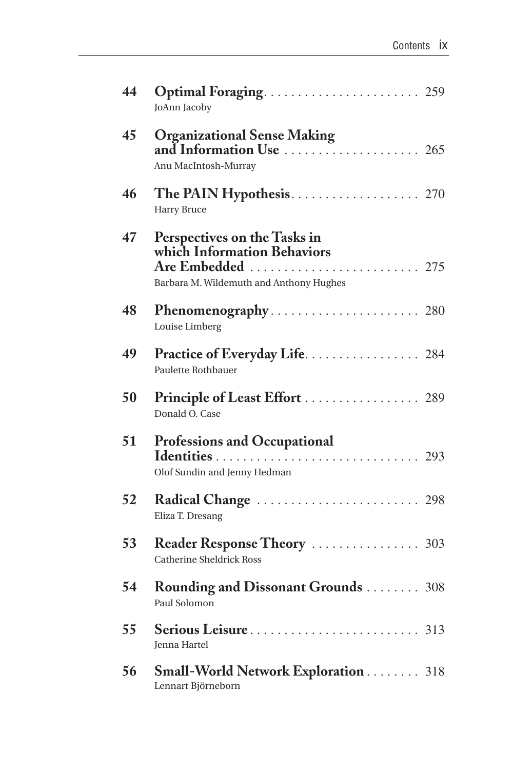| | | |
|---|---|---|
| 44 | **Optimal Foraging** <br> JoAnn Jacoby | 259 |
| 45 | **Organizational Sense Making and Information Use** <br> Anu MacIntosh-Murray | 265 |
| 46 | **The PAIN Hypothesis** <br> Harry Bruce | 270 |
| 47 | **Perspectives on the Tasks in which Information Behaviors Are Embedded** <br> Barbara M. Wildemuth and Anthony Hughes | 275 |
| 48 | **Phenomenography** <br> Louise Limberg | 280 |
| 49 | **Practice of Everyday Life** <br> Paulette Rothbauer | 284 |
| 50 | **Principle of Least Effort** <br> Donald O. Case | 289 |
| 51 | **Professions and Occupational Identities** <br> Olof Sundin and Jenny Hedman | 293 |
| 52 | **Radical Change** <br> Eliza T. Dresang | 298 |
| 53 | **Reader Response Theory** <br> Catherine Sheldrick Ross | 303 |
| 54 | **Rounding and Dissonant Grounds** <br> Paul Solomon | 308 |
| 55 | **Serious Leisure** <br> Jenna Hartel | 313 |
| 56 | **Small-World Network Exploration** <br> Lennart Björneborn | 318 |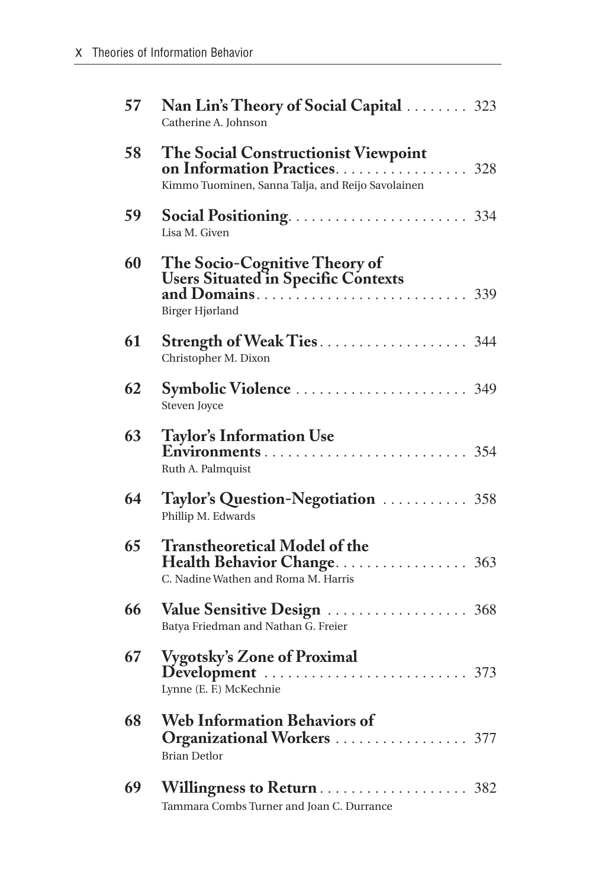| | | |
|---|---|---|
| **57** | **Nan Lin's Theory of Social Capital**<br>Catherine A. Johnson | 323 |
| **58** | **The Social Constructionist Viewpoint on Information Practices**<br>Kimmo Tuominen, Sanna Talja, and Reijo Savolainen | 328 |
| **59** | **Social Positioning**<br>Lisa M. Given | 334 |
| **60** | **The Socio-Cognitive Theory of Users Situated in Specific Contexts and Domains**<br>Birger Hjørland | 339 |
| **61** | **Strength of Weak Ties**<br>Christopher M. Dixon | 344 |
| **62** | **Symbolic Violence**<br>Steven Joyce | 349 |
| **63** | **Taylor's Information Use Environments**<br>Ruth A. Palmquist | 354 |
| **64** | **Taylor's Question-Negotiation**<br>Phillip M. Edwards | 358 |
| **65** | **Transtheoretical Model of the Health Behavior Change**<br>C. Nadine Wathen and Roma M. Harris | 363 |
| **66** | **Value Sensitive Design**<br>Batya Friedman and Nathan G. Freier | 368 |
| **67** | **Vygotsky's Zone of Proximal Development**<br>Lynne (E. F.) McKechnie | 373 |
| **68** | **Web Information Behaviors of Organizational Workers**<br>Brian Detlor | 377 |
| **69** | **Willingness to Return**<br>Tammara Combs Turner and Joan C. Durrance | 382 |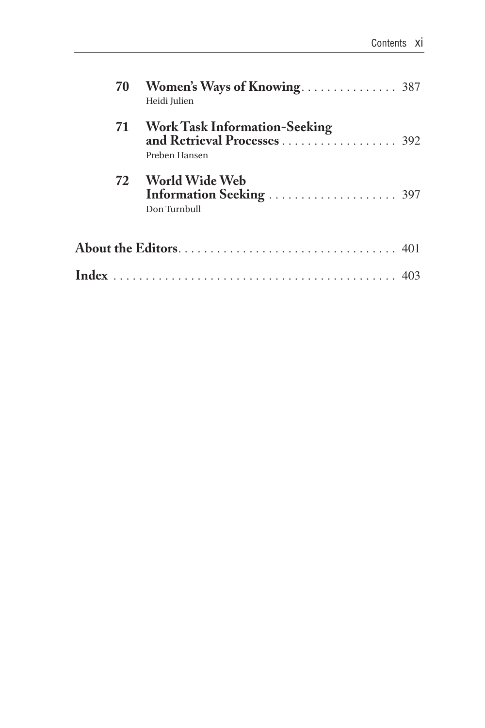**70 Women's Ways of Knowing** . . . . . . . . . . . . . . . 387
Heidi Julien

**71 Work Task Information-Seeking and Retrieval Processes** . . . . . . . . . . . . . . . . . . 392
Preben Hansen

**72 World Wide Web Information Seeking** . . . . . . . . . . . . . . . . . . . . 397
Don Turnbull

**About the Editors** . . . . . . . . . . . . . . . . . . . . . . . . . . . . . . . . . . 401

**Index** . . . . . . . . . . . . . . . . . . . . . . . . . . . . . . . . . . . . . . . . . . . 403